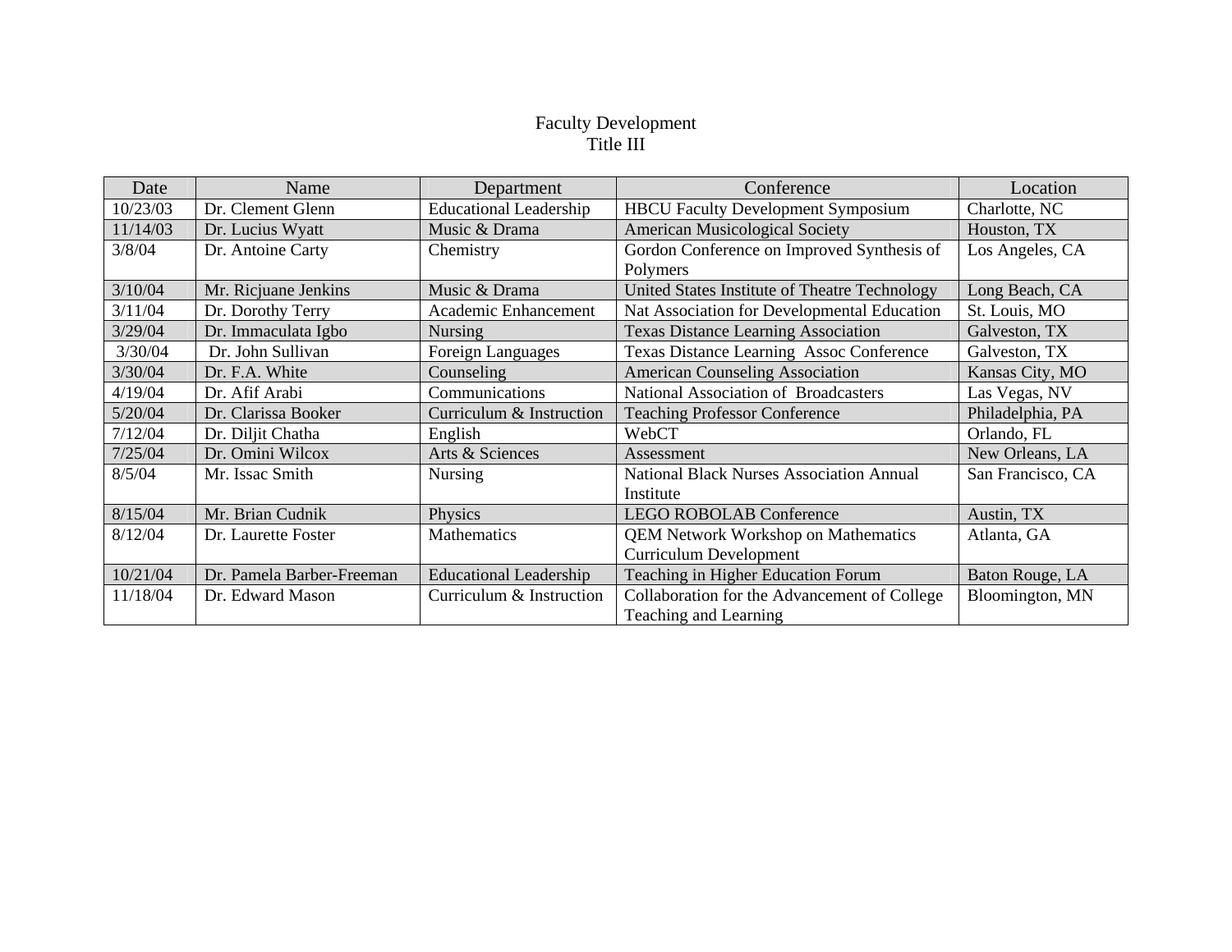# Faculty Development
## Title III

| Date | Name | Department | Conference | Location |
|---|---|---|---|---|
| 10/23/03 | Dr. Clement Glenn | Educational Leadership | HBCU Faculty Development Symposium | Charlotte, NC |
| 11/14/03 | Dr. Lucius Wyatt | Music & Drama | American Musicological Society | Houston, TX |
| 3/8/04 | Dr. Antoine Carty | Chemistry | Gordon Conference on Improved Synthesis of Polymers | Los Angeles, CA |
| 3/10/04 | Mr. Ricjuane Jenkins | Music & Drama | United States Institute of Theatre Technology | Long Beach, CA |
| 3/11/04 | Dr. Dorothy Terry | Academic Enhancement | Nat Association for Developmental Education | St. Louis, MO |
| 3/29/04 | Dr. Immaculata Igbo | Nursing | Texas Distance Learning Association | Galveston, TX |
| 3/30/04 | Dr. John Sullivan | Foreign Languages | Texas Distance Learning Assoc Conference | Galveston, TX |
| 3/30/04 | Dr. F.A. White | Counseling | American Counseling Association | Kansas City, MO |
| 4/19/04 | Dr. Afif Arabi | Communications | National Association of Broadcasters | Las Vegas, NV |
| 5/20/04 | Dr. Clarissa Booker | Curriculum & Instruction | Teaching Professor Conference | Philadelphia, PA |
| 7/12/04 | Dr. Diljit Chatha | English | WebCT | Orlando, FL |
| 7/25/04 | Dr. Omini Wilcox | Arts & Sciences | Assessment | New Orleans, LA |
| 8/5/04 | Mr. Issac Smith | Nursing | National Black Nurses Association Annual Institute | San Francisco, CA |
| 8/15/04 | Mr. Brian Cudnik | Physics | LEGO ROBOLAB Conference | Austin, TX |
| 8/12/04 | Dr. Laurette Foster | Mathematics | QEM Network Workshop on Mathematics Curriculum Development | Atlanta, GA |
| 10/21/04 | Dr. Pamela Barber-Freeman | Educational Leadership | Teaching in Higher Education Forum | Baton Rouge, LA |
| 11/18/04 | Dr. Edward Mason | Curriculum & Instruction | Collaboration for the Advancement of College Teaching and Learning | Bloomington, MN |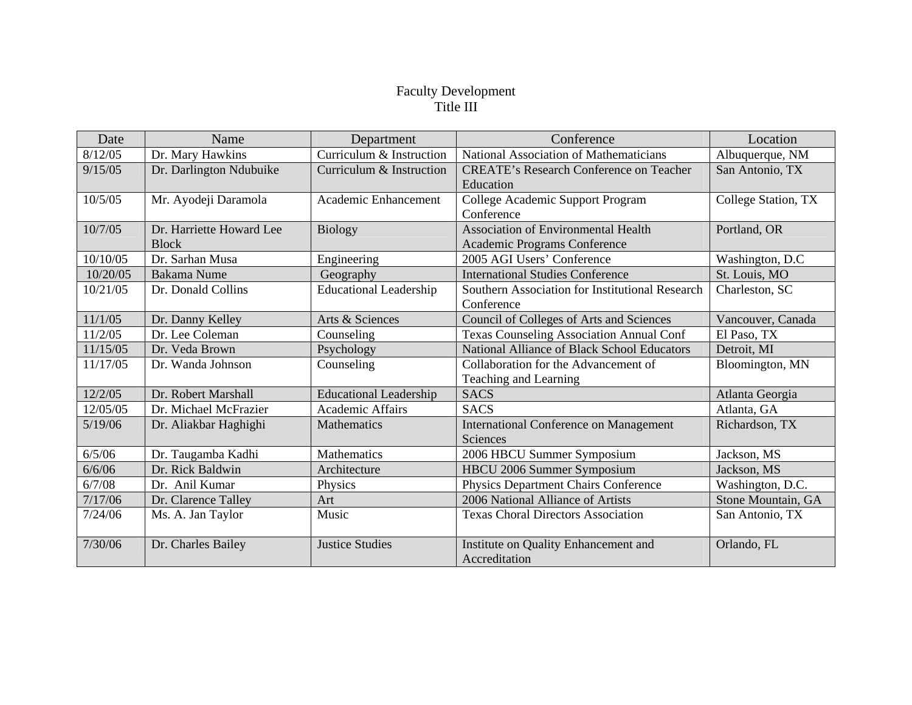# Faculty Development
## Title III

| Date | Name | Department | Conference | Location |
|---|---|---|---|---|
| 8/12/05 | Dr. Mary Hawkins | Curriculum & Instruction | National Association of Mathematicians | Albuquerque, NM |
| 9/15/05 | Dr. Darlington Ndubuike | Curriculum & Instruction | CREATE's Research Conference on Teacher Education | San Antonio, TX |
| 10/5/05 | Mr. Ayodeji Daramola | Academic Enhancement | College Academic Support Program Conference | College Station, TX |
| 10/7/05 | Dr. Harriette Howard Lee Block | Biology | Association of Environmental Health Academic Programs Conference | Portland, OR |
| 10/10/05 | Dr. Sarhan Musa | Engineering | 2005 AGI Users' Conference | Washington, D.C |
| 10/20/05 | Bakama Nume | Geography | International Studies Conference | St. Louis, MO |
| 10/21/05 | Dr. Donald Collins | Educational Leadership | Southern Association for Institutional Research Conference | Charleston, SC |
| 11/1/05 | Dr. Danny Kelley | Arts & Sciences | Council of Colleges of Arts and Sciences | Vancouver, Canada |
| 11/2/05 | Dr. Lee Coleman | Counseling | Texas Counseling Association Annual Conf | El Paso, TX |
| 11/15/05 | Dr. Veda Brown | Psychology | National Alliance of Black School Educators | Detroit, MI |
| 11/17/05 | Dr. Wanda Johnson | Counseling | Collaboration for the Advancement of Teaching and Learning | Bloomington, MN |
| 12/2/05 | Dr. Robert Marshall | Educational Leadership | SACS | Atlanta Georgia |
| 12/05/05 | Dr. Michael McFrazier | Academic Affairs | SACS | Atlanta, GA |
| 5/19/06 | Dr. Aliakbar Haghighi | Mathematics | International Conference on Management Sciences | Richardson, TX |
| 6/5/06 | Dr. Taugamba Kadhi | Mathematics | 2006 HBCU Summer Symposium | Jackson, MS |
| 6/6/06 | Dr. Rick Baldwin | Architecture | HBCU 2006 Summer Symposium | Jackson, MS |
| 6/7/08 | Dr. Anil Kumar | Physics | Physics Department Chairs Conference | Washington, D.C. |
| 7/17/06 | Dr. Clarence Talley | Art | 2006 National Alliance of Artists | Stone Mountain, GA |
| 7/24/06 | Ms. A. Jan Taylor | Music | Texas Choral Directors Association | San Antonio, TX |
| 7/30/06 | Dr. Charles Bailey | Justice Studies | Institute on Quality Enhancement and Accreditation | Orlando, FL |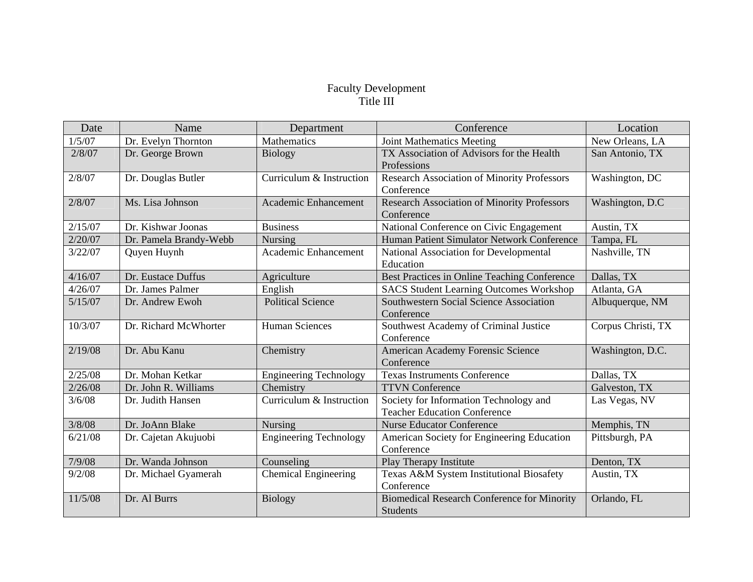Faculty Development
Title III

| Date | Name | Department | Conference | Location |
|---|---|---|---|---|
| 1/5/07 | Dr. Evelyn Thornton | Mathematics | Joint Mathematics Meeting | New Orleans, LA |
| 2/8/07 | Dr. George Brown | Biology | TX Association of Advisors for the Health Professions | San Antonio, TX |
| 2/8/07 | Dr. Douglas Butler | Curriculum & Instruction | Research Association of Minority Professors Conference | Washington, DC |
| 2/8/07 | Ms. Lisa Johnson | Academic Enhancement | Research Association of Minority Professors Conference | Washington, D.C |
| 2/15/07 | Dr. Kishwar Joonas | Business | National Conference on Civic Engagement | Austin, TX |
| 2/20/07 | Dr. Pamela Brandy-Webb | Nursing | Human Patient Simulator Network Conference | Tampa, FL |
| 3/22/07 | Quyen Huynh | Academic Enhancement | National Association for Developmental Education | Nashville, TN |
| 4/16/07 | Dr. Eustace Duffus | Agriculture | Best Practices in Online Teaching Conference | Dallas, TX |
| 4/26/07 | Dr. James Palmer | English | SACS Student Learning Outcomes Workshop | Atlanta, GA |
| 5/15/07 | Dr. Andrew Ewoh | Political Science | Southwestern Social Science Association Conference | Albuquerque, NM |
| 10/3/07 | Dr. Richard McWhorter | Human Sciences | Southwest Academy of Criminal Justice Conference | Corpus Christi, TX |
| 2/19/08 | Dr. Abu Kanu | Chemistry | American Academy Forensic Science Conference | Washington, D.C. |
| 2/25/08 | Dr. Mohan Ketkar | Engineering Technology | Texas Instruments Conference | Dallas, TX |
| 2/26/08 | Dr. John R. Williams | Chemistry | TTVN Conference | Galveston, TX |
| 3/6/08 | Dr. Judith Hansen | Curriculum & Instruction | Society for Information Technology and Teacher Education Conference | Las Vegas, NV |
| 3/8/08 | Dr. JoAnn Blake | Nursing | Nurse Educator Conference | Memphis, TN |
| 6/21/08 | Dr. Cajetan Akujuobi | Engineering Technology | American Society for Engineering Education Conference | Pittsburgh, PA |
| 7/9/08 | Dr. Wanda Johnson | Counseling | Play Therapy Institute | Denton, TX |
| 9/2/08 | Dr. Michael Gyamerah | Chemical Engineering | Texas A&M System Institutional Biosafety Conference | Austin, TX |
| 11/5/08 | Dr. Al Burrs | Biology | Biomedical Research Conference for Minority Students | Orlando, FL |